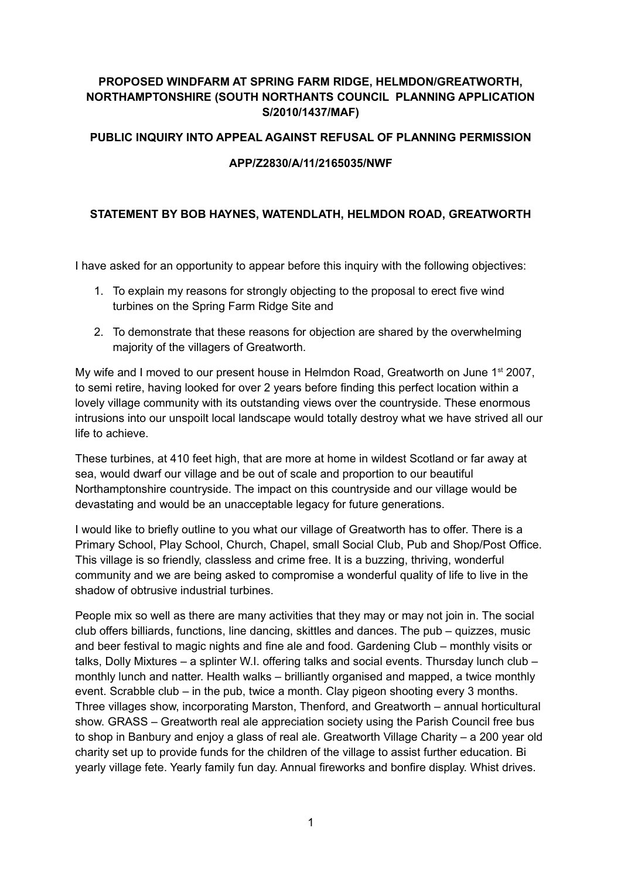**PROPOSED WINDFARM AT SPRING FARM RIDGE, HELMDON/GREATWORTH, NORTHAMPTONSHIRE (SOUTH NORTHANTS COUNCIL PLANNING APPLICATION S/2010/1437/MAF)**

**PUBLIC INQUIRY INTO APPEAL AGAINST REFUSAL OF PLANNING PERMISSION**

**APP/Z2830/A/11/2165035/NWF**

**STATEMENT BY BOB HAYNES, WATENDLATH, HELMDON ROAD, GREATWORTH**

I have asked for an opportunity to appear before this inquiry with the following objectives:

1. To explain my reasons for strongly objecting to the proposal to erect five wind turbines on the Spring Farm Ridge Site and
2. To demonstrate that these reasons for objection are shared by the overwhelming majority of the villagers of Greatworth.

My wife and I moved to our present house in Helmdon Road, Greatworth on June 1st 2007, to semi retire, having looked for over 2 years before finding this perfect location within a lovely village community with its outstanding views over the countryside. These enormous intrusions into our unspoilt local landscape would totally destroy what we have strived all our life to achieve.

These turbines, at 410 feet high, that are more at home in wildest Scotland or far away at sea, would dwarf our village and be out of scale and proportion to our beautiful Northamptonshire countryside. The impact on this countryside and our village would be devastating and would be an unacceptable legacy for future generations.

I would like to briefly outline to you what our village of Greatworth has to offer. There is a Primary School, Play School, Church, Chapel, small Social Club, Pub and Shop/Post Office. This village is so friendly, classless and crime free. It is a buzzing, thriving, wonderful community and we are being asked to compromise a wonderful quality of life to live in the shadow of obtrusive industrial turbines.

People mix so well as there are many activities that they may or may not join in. The social club offers billiards, functions, line dancing, skittles and dances. The pub – quizzes, music and beer festival to magic nights and fine ale and food. Gardening Club – monthly visits or talks, Dolly Mixtures – a splinter W.I. offering talks and social events. Thursday lunch club – monthly lunch and natter. Health walks – brilliantly organised and mapped, a twice monthly event. Scrabble club – in the pub, twice a month. Clay pigeon shooting every 3 months. Three villages show, incorporating Marston, Thenford, and Greatworth – annual horticultural show. GRASS – Greatworth real ale appreciation society using the Parish Council free bus to shop in Banbury and enjoy a glass of real ale. Greatworth Village Charity – a 200 year old charity set up to provide funds for the children of the village to assist further education. Bi yearly village fete. Yearly family fun day. Annual fireworks and bonfire display. Whist drives.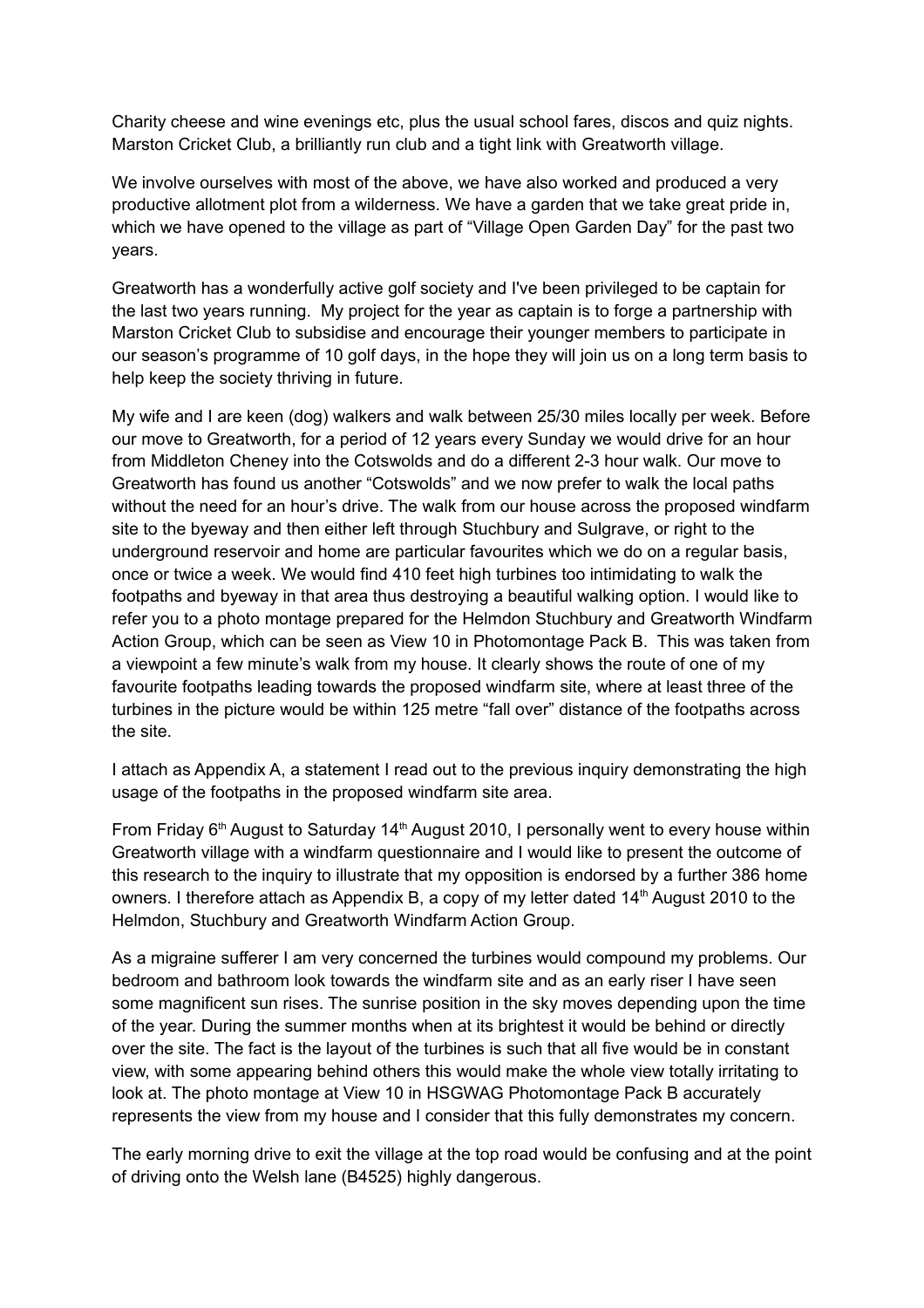Charity cheese and wine evenings etc, plus the usual school fares, discos and quiz nights. Marston Cricket Club, a brilliantly run club and a tight link with Greatworth village.

We involve ourselves with most of the above, we have also worked and produced a very productive allotment plot from a wilderness. We have a garden that we take great pride in, which we have opened to the village as part of "Village Open Garden Day" for the past two years.

Greatworth has a wonderfully active golf society and I've been privileged to be captain for the last two years running. My project for the year as captain is to forge a partnership with Marston Cricket Club to subsidise and encourage their younger members to participate in our season's programme of 10 golf days, in the hope they will join us on a long term basis to help keep the society thriving in future.

My wife and I are keen (dog) walkers and walk between 25/30 miles locally per week. Before our move to Greatworth, for a period of 12 years every Sunday we would drive for an hour from Middleton Cheney into the Cotswolds and do a different 2-3 hour walk. Our move to Greatworth has found us another "Cotswolds" and we now prefer to walk the local paths without the need for an hour's drive. The walk from our house across the proposed windfarm site to the byeway and then either left through Stuchbury and Sulgrave, or right to the underground reservoir and home are particular favourites which we do on a regular basis, once or twice a week. We would find 410 feet high turbines too intimidating to walk the footpaths and byeway in that area thus destroying a beautiful walking option. I would like to refer you to a photo montage prepared for the Helmdon Stuchbury and Greatworth Windfarm Action Group, which can be seen as View 10 in Photomontage Pack B. This was taken from a viewpoint a few minute's walk from my house. It clearly shows the route of one of my favourite footpaths leading towards the proposed windfarm site, where at least three of the turbines in the picture would be within 125 metre "fall over" distance of the footpaths across the site.

I attach as Appendix A, a statement I read out to the previous inquiry demonstrating the high usage of the footpaths in the proposed windfarm site area.

From Friday 6th August to Saturday 14th August 2010, I personally went to every house within Greatworth village with a windfarm questionnaire and I would like to present the outcome of this research to the inquiry to illustrate that my opposition is endorsed by a further 386 home owners. I therefore attach as Appendix B, a copy of my letter dated 14th August 2010 to the Helmdon, Stuchbury and Greatworth Windfarm Action Group.

As a migraine sufferer I am very concerned the turbines would compound my problems. Our bedroom and bathroom look towards the windfarm site and as an early riser I have seen some magnificent sun rises. The sunrise position in the sky moves depending upon the time of the year. During the summer months when at its brightest it would be behind or directly over the site. The fact is the layout of the turbines is such that all five would be in constant view, with some appearing behind others this would make the whole view totally irritating to look at. The photo montage at View 10 in HSGWAG Photomontage Pack B accurately represents the view from my house and I consider that this fully demonstrates my concern.

The early morning drive to exit the village at the top road would be confusing and at the point of driving onto the Welsh lane (B4525) highly dangerous.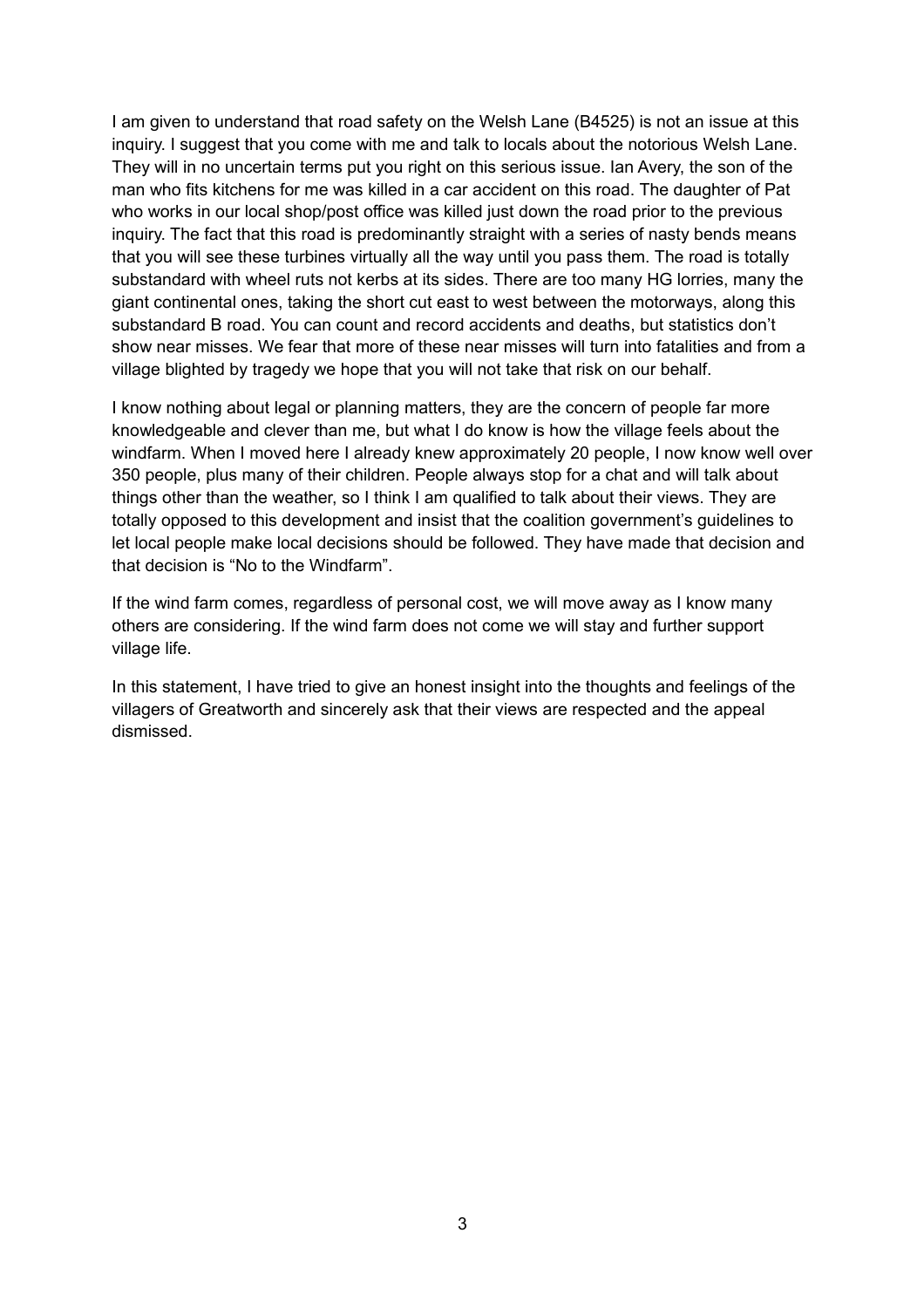I am given to understand that road safety on the Welsh Lane (B4525) is not an issue at this inquiry. I suggest that you come with me and talk to locals about the notorious Welsh Lane. They will in no uncertain terms put you right on this serious issue. Ian Avery, the son of the man who fits kitchens for me was killed in a car accident on this road. The daughter of Pat who works in our local shop/post office was killed just down the road prior to the previous inquiry. The fact that this road is predominantly straight with a series of nasty bends means that you will see these turbines virtually all the way until you pass them. The road is totally substandard with wheel ruts not kerbs at its sides. There are too many HG lorries, many the giant continental ones, taking the short cut east to west between the motorways, along this substandard B road. You can count and record accidents and deaths, but statistics don't show near misses. We fear that more of these near misses will turn into fatalities and from a village blighted by tragedy we hope that you will not take that risk on our behalf.

I know nothing about legal or planning matters, they are the concern of people far more knowledgeable and clever than me, but what I do know is how the village feels about the windfarm. When I moved here I already knew approximately 20 people, I now know well over 350 people, plus many of their children. People always stop for a chat and will talk about things other than the weather, so I think I am qualified to talk about their views. They are totally opposed to this development and insist that the coalition government's guidelines to let local people make local decisions should be followed. They have made that decision and that decision is "No to the Windfarm".

If the wind farm comes, regardless of personal cost, we will move away as I know many others are considering. If the wind farm does not come we will stay and further support village life.

In this statement, I have tried to give an honest insight into the thoughts and feelings of the villagers of Greatworth and sincerely ask that their views are respected and the appeal dismissed.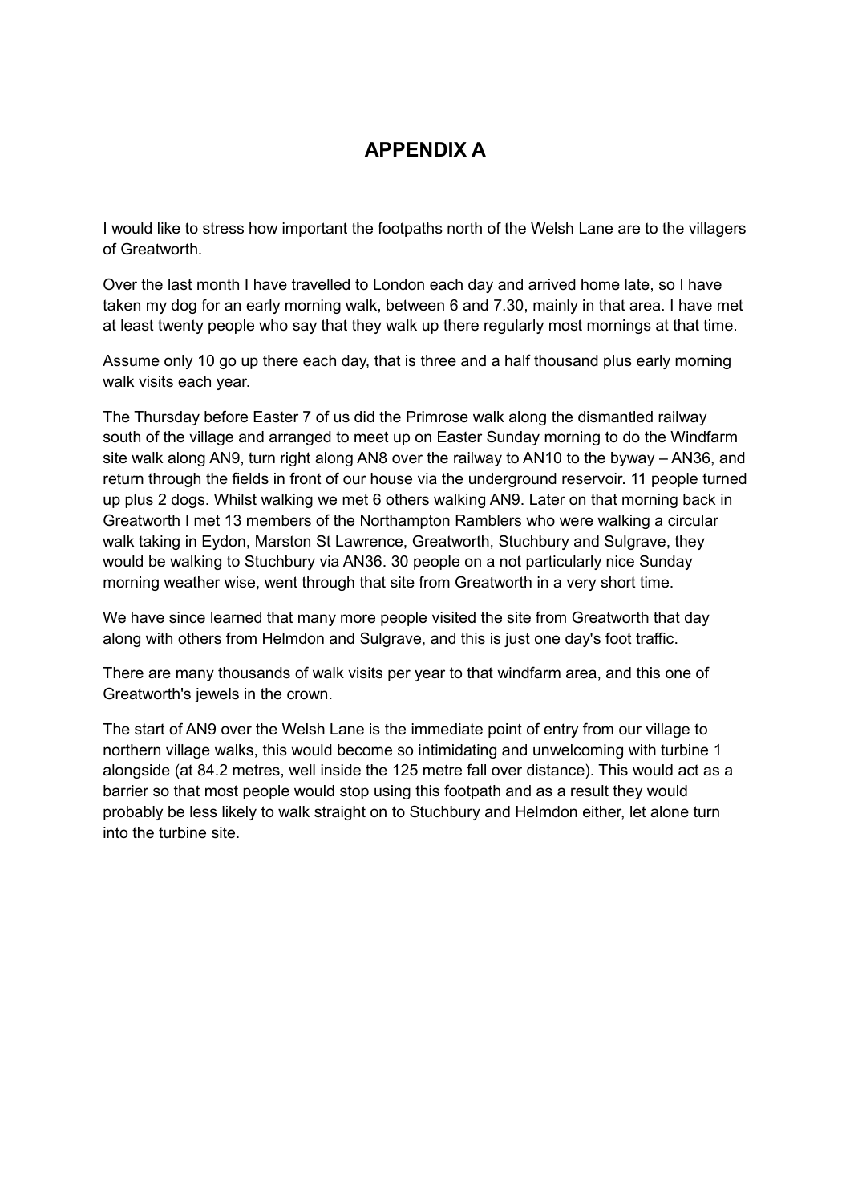# APPENDIX A

I would like to stress how important the footpaths north of the Welsh Lane are to the villagers of Greatworth.

Over the last month I have travelled to London each day and arrived home late, so I have taken my dog for an early morning walk, between 6 and 7.30, mainly in that area. I have met at least twenty people who say that they walk up there regularly most mornings at that time.

Assume only 10 go up there each day, that is three and a half thousand plus early morning walk visits each year.

The Thursday before Easter 7 of us did the Primrose walk along the dismantled railway south of the village and arranged to meet up on Easter Sunday morning to do the Windfarm site walk along AN9, turn right along AN8 over the railway to AN10 to the byway – AN36, and return through the fields in front of our house via the underground reservoir. 11 people turned up plus 2 dogs. Whilst walking we met 6 others walking AN9. Later on that morning back in Greatworth I met 13 members of the Northampton Ramblers who were walking a circular walk taking in Eydon, Marston St Lawrence, Greatworth, Stuchbury and Sulgrave, they would be walking to Stuchbury via AN36. 30 people on a not particularly nice Sunday morning weather wise, went through that site from Greatworth in a very short time.

We have since learned that many more people visited the site from Greatworth that day along with others from Helmdon and Sulgrave, and this is just one day's foot traffic.

There are many thousands of walk visits per year to that windfarm area, and this one of Greatworth's jewels in the crown.

The start of AN9 over the Welsh Lane is the immediate point of entry from our village to northern village walks, this would become so intimidating and unwelcoming with turbine 1 alongside (at 84.2 metres, well inside the 125 metre fall over distance). This would act as a barrier so that most people would stop using this footpath and as a result they would probably be less likely to walk straight on to Stuchbury and Helmdon either, let alone turn into the turbine site.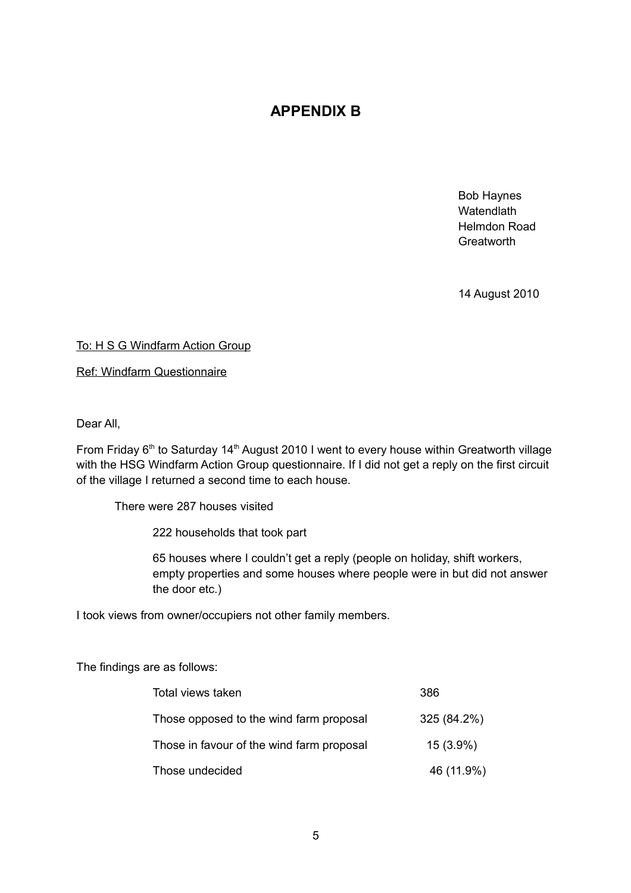# APPENDIX B

Bob Haynes
Watendlath
Helmdon Road
Greatworth

14 August 2010

To: H S G Windfarm Action Group

Ref: Windfarm Questionnaire

Dear All,

From Friday 6th to Saturday 14th August 2010 I went to every house within Greatworth village with the HSG Windfarm Action Group questionnaire. If I did not get a reply on the first circuit of the village I returned a second time to each house.

There were 287 houses visited

222 households that took part

65 houses where I couldn't get a reply (people on holiday, shift workers, empty properties and some houses where people were in but did not answer the door etc.)

I took views from owner/occupiers not other family members.

The findings are as follows:

| | |
|---|---|
| Total views taken | 386 |
| Those opposed to the wind farm proposal | 325 (84.2%) |
| Those in favour of the wind farm proposal | 15 (3.9%) |
| Those undecided | 46 (11.9%) |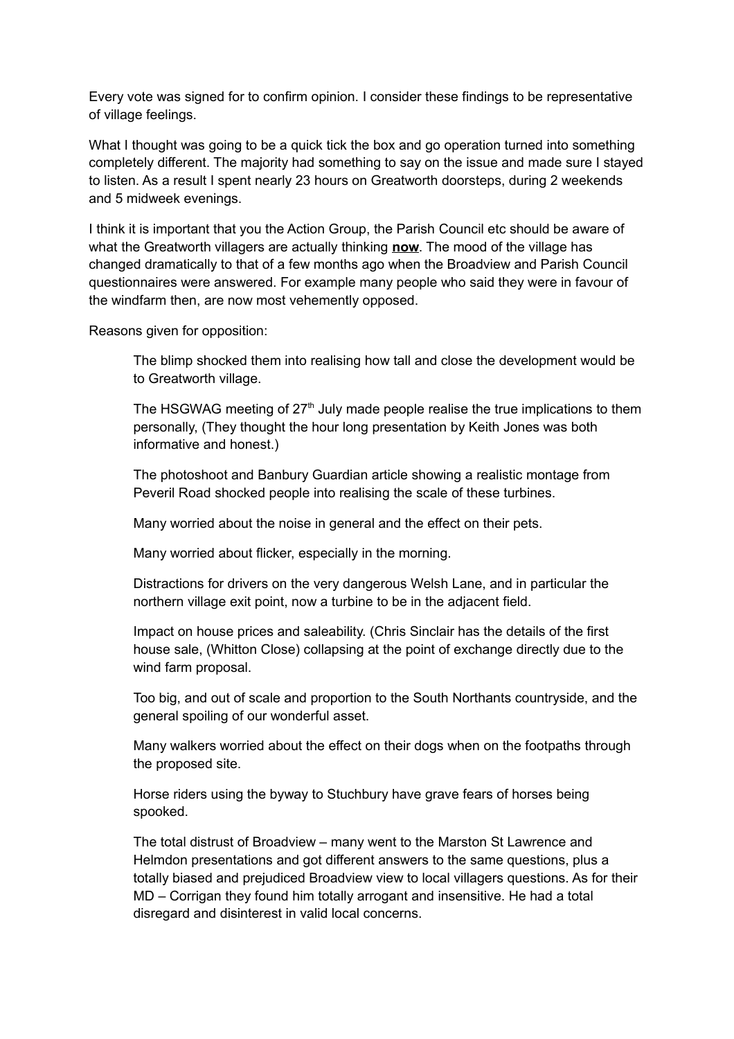Every vote was signed for to confirm opinion. I consider these findings to be representative of village feelings.

What I thought was going to be a quick tick the box and go operation turned into something completely different. The majority had something to say on the issue and made sure I stayed to listen. As a result I spent nearly 23 hours on Greatworth doorsteps, during 2 weekends and 5 midweek evenings.

I think it is important that you the Action Group, the Parish Council etc should be aware of what the Greatworth villagers are actually thinking **now**. The mood of the village has changed dramatically to that of a few months ago when the Broadview and Parish Council questionnaires were answered. For example many people who said they were in favour of the windfarm then, are now most vehemently opposed.

Reasons given for opposition:

> The blimp shocked them into realising how tall and close the development would be to Greatworth village.
>
> The HSGWAG meeting of 27th July made people realise the true implications to them personally, (They thought the hour long presentation by Keith Jones was both informative and honest.)
>
> The photoshoot and Banbury Guardian article showing a realistic montage from Peveril Road shocked people into realising the scale of these turbines.
>
> Many worried about the noise in general and the effect on their pets.
>
> Many worried about flicker, especially in the morning.
>
> Distractions for drivers on the very dangerous Welsh Lane, and in particular the northern village exit point, now a turbine to be in the adjacent field.
>
> Impact on house prices and saleability. (Chris Sinclair has the details of the first house sale, (Whitton Close) collapsing at the point of exchange directly due to the wind farm proposal.
>
> Too big, and out of scale and proportion to the South Northants countryside, and the general spoiling of our wonderful asset.
>
> Many walkers worried about the effect on their dogs when on the footpaths through the proposed site.
>
> Horse riders using the byway to Stuchbury have grave fears of horses being spooked.
>
> The total distrust of Broadview – many went to the Marston St Lawrence and Helmdon presentations and got different answers to the same questions, plus a totally biased and prejudiced Broadview view to local villagers questions. As for their MD – Corrigan they found him totally arrogant and insensitive. He had a total disregard and disinterest in valid local concerns.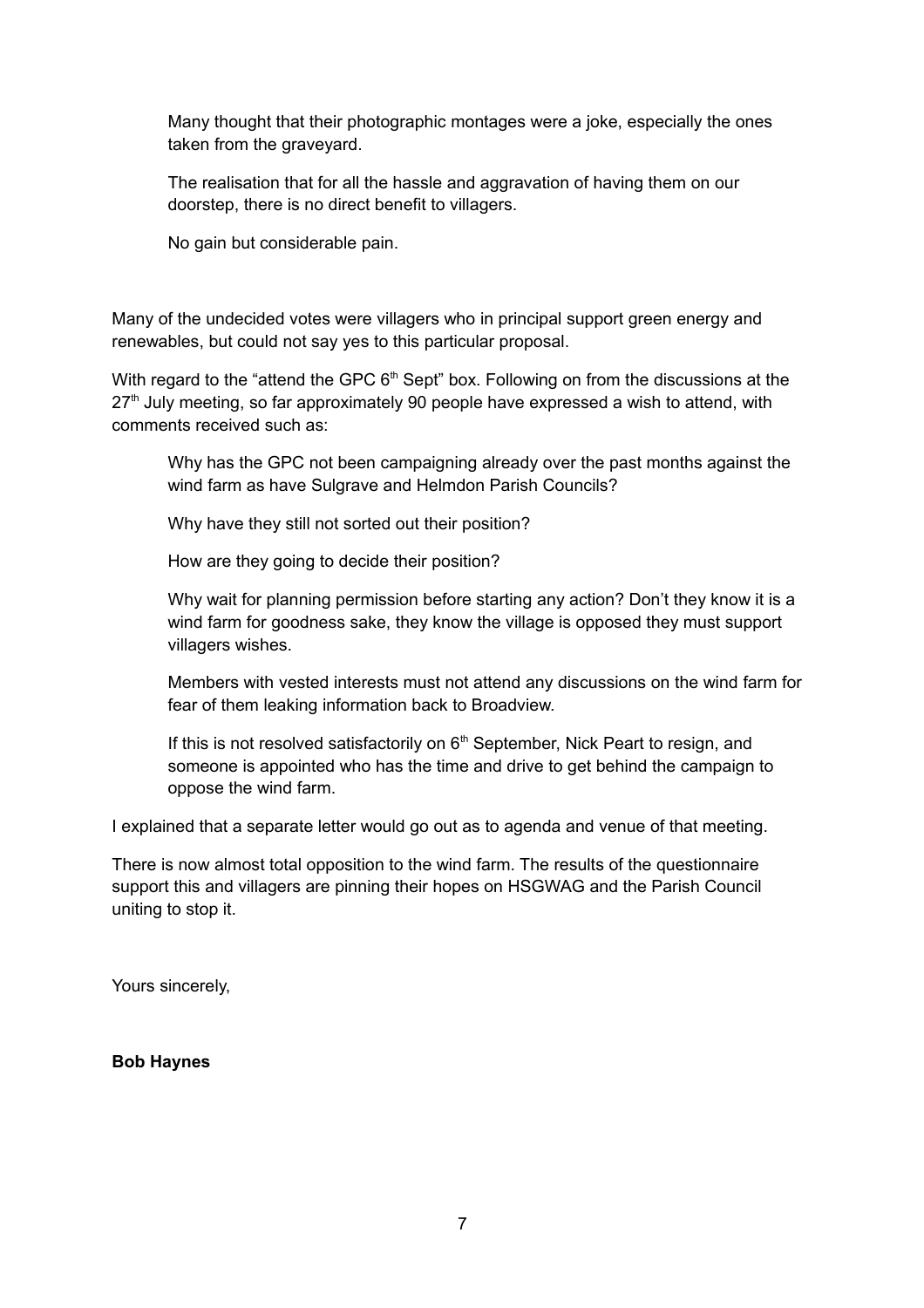Many thought that their photographic montages were a joke, especially the ones taken from the graveyard.

The realisation that for all the hassle and aggravation of having them on our doorstep, there is no direct benefit to villagers.

No gain but considerable pain.

Many of the undecided votes were villagers who in principal support green energy and renewables, but could not say yes to this particular proposal.

With regard to the "attend the GPC 6th Sept" box. Following on from the discussions at the 27th July meeting, so far approximately 90 people have expressed a wish to attend, with comments received such as:

> Why has the GPC not been campaigning already over the past months against the wind farm as have Sulgrave and Helmdon Parish Councils?
>
> Why have they still not sorted out their position?
>
> How are they going to decide their position?
>
> Why wait for planning permission before starting any action? Don't they know it is a wind farm for goodness sake, they know the village is opposed they must support villagers wishes.
>
> Members with vested interests must not attend any discussions on the wind farm for fear of them leaking information back to Broadview.
>
> If this is not resolved satisfactorily on 6th September, Nick Peart to resign, and someone is appointed who has the time and drive to get behind the campaign to oppose the wind farm.

I explained that a separate letter would go out as to agenda and venue of that meeting.

There is now almost total opposition to the wind farm. The results of the questionnaire support this and villagers are pinning their hopes on HSGWAG and the Parish Council uniting to stop it.

Yours sincerely,

**Bob Haynes**